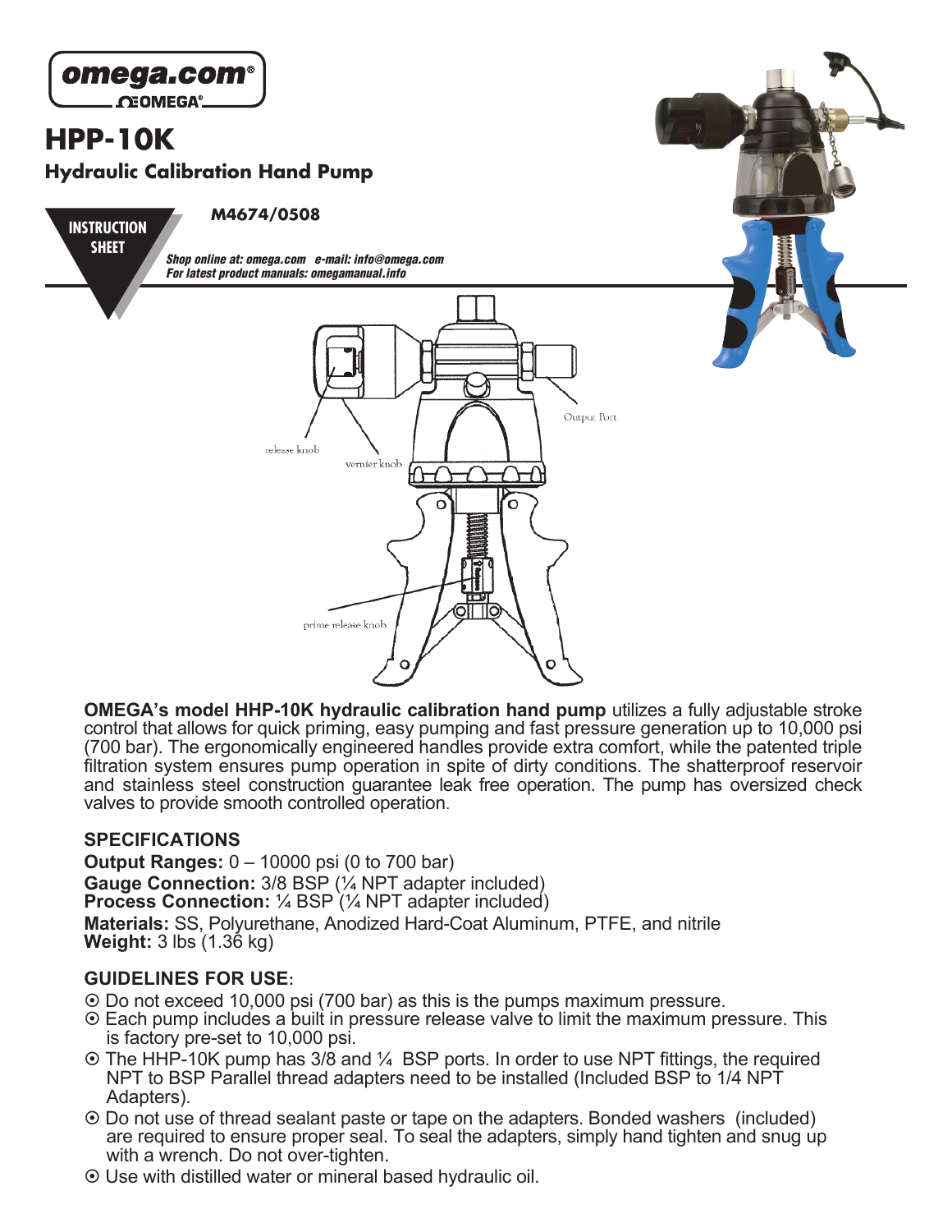omega.com®

OMEGA®

# HPP-10K

## Hydraulic Calibration Hand Pump

**INSTRUCTION SHEET**

**M4674/0508**

***Shop online at: omega.com e-mail: info@omega.com***
***For latest product manuals: omegamanual.info***

release knob

vernier knob

Output Port

prime release knob

**OMEGA's model HHP-10K hydraulic calibration hand pump** utilizes a fully adjustable stroke control that allows for quick priming, easy pumping and fast pressure generation up to 10,000 psi (700 bar). The ergonomically engineered handles provide extra comfort, while the patented triple filtration system ensures pump operation in spite of dirty conditions. The shatterproof reservoir and stainless steel construction guarantee leak free operation. The pump has oversized check valves to provide smooth controlled operation.

### SPECIFICATIONS

**Output Ranges:** 0 – 10000 psi (0 to 700 bar)
**Gauge Connection:** 3/8 BSP (¼ NPT adapter included)
**Process Connection:** ¼ BSP (¼ NPT adapter included)
**Materials:** SS, Polyurethane, Anodized Hard-Coat Aluminum, PTFE, and nitrile
**Weight:** 3 lbs (1.36 kg)

### GUIDELINES FOR USE:

- Do not exceed 10,000 psi (700 bar) as this is the pumps maximum pressure.
- Each pump includes a built in pressure release valve to limit the maximum pressure. This is factory pre-set to 10,000 psi.
- The HHP-10K pump has 3/8 and ¼ BSP ports. In order to use NPT fittings, the required NPT to BSP Parallel thread adapters need to be installed (Included BSP to 1/4 NPT Adapters).
- Do not use of thread sealant paste or tape on the adapters. Bonded washers (included) are required to ensure proper seal. To seal the adapters, simply hand tighten and snug up with a wrench. Do not over-tighten.
- Use with distilled water or mineral based hydraulic oil.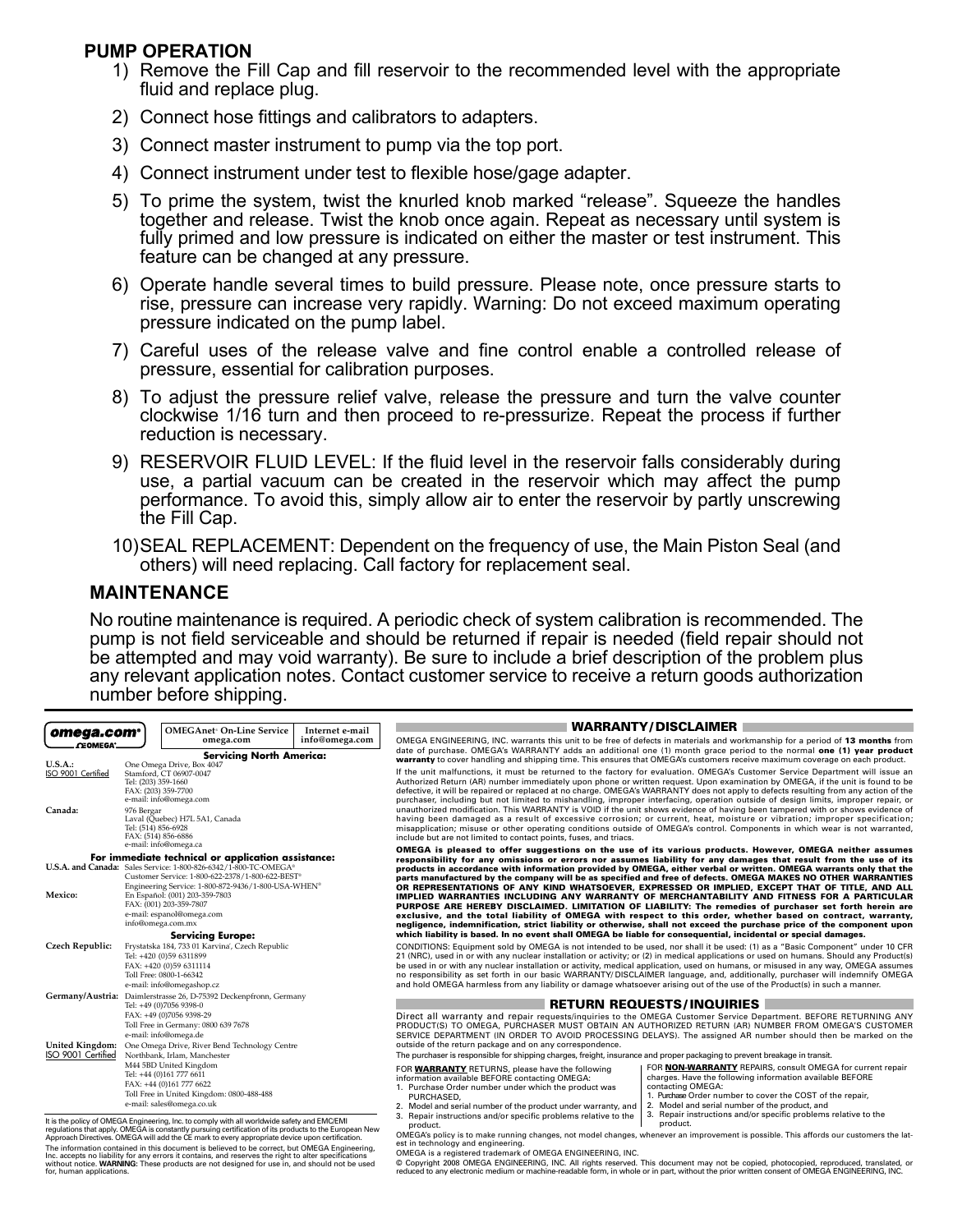## PUMP OPERATION

1) Remove the Fill Cap and fill reservoir to the recommended level with the appropriate fluid and replace plug.
2) Connect hose fittings and calibrators to adapters.
3) Connect master instrument to pump via the top port.
4) Connect instrument under test to flexible hose/gage adapter.
5) To prime the system, twist the knurled knob marked "release". Squeeze the handles together and release. Twist the knob once again. Repeat as necessary until system is fully primed and low pressure is indicated on either the master or test instrument. This feature can be changed at any pressure.
6) Operate handle several times to build pressure. Please note, once pressure starts to rise, pressure can increase very rapidly. Warning: Do not exceed maximum operating pressure indicated on the pump label.
7) Careful uses of the release valve and fine control enable a controlled release of pressure, essential for calibration purposes.
8) To adjust the pressure relief valve, release the pressure and turn the valve counter clockwise 1/16 turn and then proceed to re-pressurize. Repeat the process if further reduction is necessary.
9) RESERVOIR FLUID LEVEL: If the fluid level in the reservoir falls considerably during use, a partial vacuum can be created in the reservoir which may affect the pump performance. To avoid this, simply allow air to enter the reservoir by partly unscrewing the Fill Cap.
10) SEAL REPLACEMENT: Dependent on the frequency of use, the Main Piston Seal (and others) will need replacing. Call factory for replacement seal.

## MAINTENANCE

No routine maintenance is required. A periodic check of system calibration is recommended. The pump is not field serviceable and should be returned if repair is needed (field repair should not be attempted and may void warranty). Be sure to include a brief description of the problem plus any relevant application notes. Contact customer service to receive a return goods authorization number before shipping.

**omega.com®** | OMEGAnet® On-Line Service omega.com | Internet e-mail info@omega.com

**Servicing North America:**

**U.S.A.:** ISO 9001 Certified
One Omega Drive, Box 4047
Stamford, CT 06907-0047
Tel: (203) 359-1660
FAX: (203) 359-7700
e-mail: info@omega.com

**Canada:**
976 Bergar
Laval (Quebec) H7L 5A1, Canada
Tel: (514) 856-6928
FAX: (514) 856-6886
e-mail: info@omega.ca

**For immediate technical or application assistance:**

**U.S.A. and Canada:** Sales Service: 1-800-826-6342/1-800-TC-OMEGA®
Customer Service: 1-800-622-2378/1-800-622-BEST®
Engineering Service: 1-800-872-9436/1-800-USA-WHEN®

**Mexico:** En Español: (001) 203-359-7803
FAX: (001) 203-359-7807
e-mail: espanol@omega.com
info@omega.com.mx

**Servicing Europe:**

**Czech Republic:** Frystatska 184, 733 01 Karviná, Czech Republic
Tel: +420 (0)59 6311899
FAX: +420 (0)59 6311114
Toll Free: 0800-1-66342
e-mail: info@omegashop.cz

**Germany/Austria:** Daimlerstrasse 26, D-75392 Deckenpfronn, Germany
Tel: +49 (0)7056 9398-0
FAX: +49 (0)7056 9398-29
Toll Free in Germany: 0800 639 7678
e-mail: info@omega.de

**United Kingdom:** ISO 9001 Certified
One Omega Drive, River Bend Technology Centre
Northbank, Irlam, Manchester
M44 5BD United Kingdom
Tel: +44 (0)161 777 6611
FAX: +44 (0)161 777 6622
Toll Free in United Kingdom: 0800-488-488
e-mail: sales@omega.co.uk

It is the policy of OMEGA Engineering, Inc. to comply with all worldwide safety and EMC/EMI regulations that apply. OMEGA is constantly pursuing certification of its products to the European New Approach Directives. OMEGA will add the CE mark to every appropriate device upon certification.

The information contained in this document is believed to be correct, but OMEGA Engineering, Inc. accepts no liability for any errors it contains, and reserves the right to alter specifications without notice. **WARNING:** These products are not designed for use in, and should not be used for, human applications.

### WARRANTY/DISCLAIMER

OMEGA ENGINEERING, INC. warrants this unit to be free of defects in materials and workmanship for a period of **13 months** from date of purchase. OMEGA's WARRANTY adds an additional one (1) month grace period to the normal **one (1) year product warranty** to cover handling and shipping time. This ensures that OMEGA's customers receive maximum coverage on each product.

If the unit malfunctions, it must be returned to the factory for evaluation. OMEGA's Customer Service Department will issue an Authorized Return (AR) number immediately upon phone or written request. Upon examination by OMEGA, if the unit is found to be defective, it will be repaired or replaced at no charge. OMEGA's WARRANTY does not apply to defects resulting from any action of the purchaser, including but not limited to mishandling, improper interfacing, operation outside of design limits, improper repair, or unauthorized modification. This WARRANTY is VOID if the unit shows evidence of having been tampered with or shows evidence of having been damaged as a result of excessive corrosion; or current, heat, moisture or vibration; improper specification; misapplication; misuse or other operating conditions outside of OMEGA's control. Components in which wear is not warranted, include but are not limited to contact points, fuses, and triacs.

**OMEGA is pleased to offer suggestions on the use of its various products. However, OMEGA neither assumes responsibility for any omissions or errors nor assumes liability for any damages that result from the use of its products in accordance with information provided by OMEGA, either verbal or written. OMEGA warrants only that the parts manufactured by the company will be as specified and free of defects. OMEGA MAKES NO OTHER WARRANTIES OR REPRESENTATIONS OF ANY KIND WHATSOEVER, EXPRESSED OR IMPLIED, EXCEPT THAT OF TITLE, AND ALL IMPLIED WARRANTIES INCLUDING ANY WARRANTY OF MERCHANTABILITY AND FITNESS FOR A PARTICULAR PURPOSE ARE HEREBY DISCLAIMED. LIMITATION OF LIABILITY: The remedies of purchaser set forth herein are exclusive, and the total liability of OMEGA with respect to this order, whether based on contract, warranty, negligence, indemnification, strict liability or otherwise, shall not exceed the purchase price of the component upon which liability is based. In no event shall OMEGA be liable for consequential, incidental or special damages.**

CONDITIONS: Equipment sold by OMEGA is not intended to be used, nor shall it be used: (1) as a "Basic Component" under 10 CFR 21 (NRC), used in or with any nuclear installation or activity; or (2) in medical applications or used on humans. Should any Product(s) be used in or with any nuclear installation or activity, medical application, used on humans, or misused in any way, OMEGA assumes no responsibility as set forth in our basic WARRANTY/DISCLAIMER language, and, additionally, purchaser will indemnify OMEGA and hold OMEGA harmless from any liability or damage whatsoever arising out of the use of the Product(s) in such a manner.

### RETURN REQUESTS/INQUIRIES

Direct all warranty and repair requests/inquiries to the OMEGA Customer Service Department. BEFORE RETURNING ANY PRODUCT(S) TO OMEGA, PURCHASER MUST OBTAIN AN AUTHORIZED RETURN (AR) NUMBER FROM OMEGA'S CUSTOMER SERVICE DEPARTMENT (IN ORDER TO AVOID PROCESSING DELAYS). The assigned AR number should then be marked on the outside of the return package and on any correspondence.

The purchaser is responsible for shipping charges, freight, insurance and proper packaging to prevent breakage in transit.

FOR **WARRANTY** RETURNS, please have the following information available BEFORE contacting OMEGA:

1. Purchase Order number under which the product was PURCHASED,
2. Model and serial number of the product under warranty, and
3. Repair instructions and/or specific problems relative to the product.

FOR **NON-WARRANTY** REPAIRS, consult OMEGA for current repair charges. Have the following information available BEFORE contacting OMEGA:

1. Purchase Order number to cover the COST of the repair,
2. Model and serial number of the product, and
3. Repair instructions and/or specific problems relative to the product.

OMEGA's policy is to make running changes, not model changes, whenever an improvement is possible. This affords our customers the latest in technology and engineering.

OMEGA is a registered trademark of OMEGA ENGINEERING, INC.

© Copyright 2008 OMEGA ENGINEERING, INC. All rights reserved. This document may not be copied, photocopied, reproduced, translated, or reduced to any electronic medium or machine-readable form, in whole or in part, without the prior written consent of OMEGA ENGINEERING, INC.